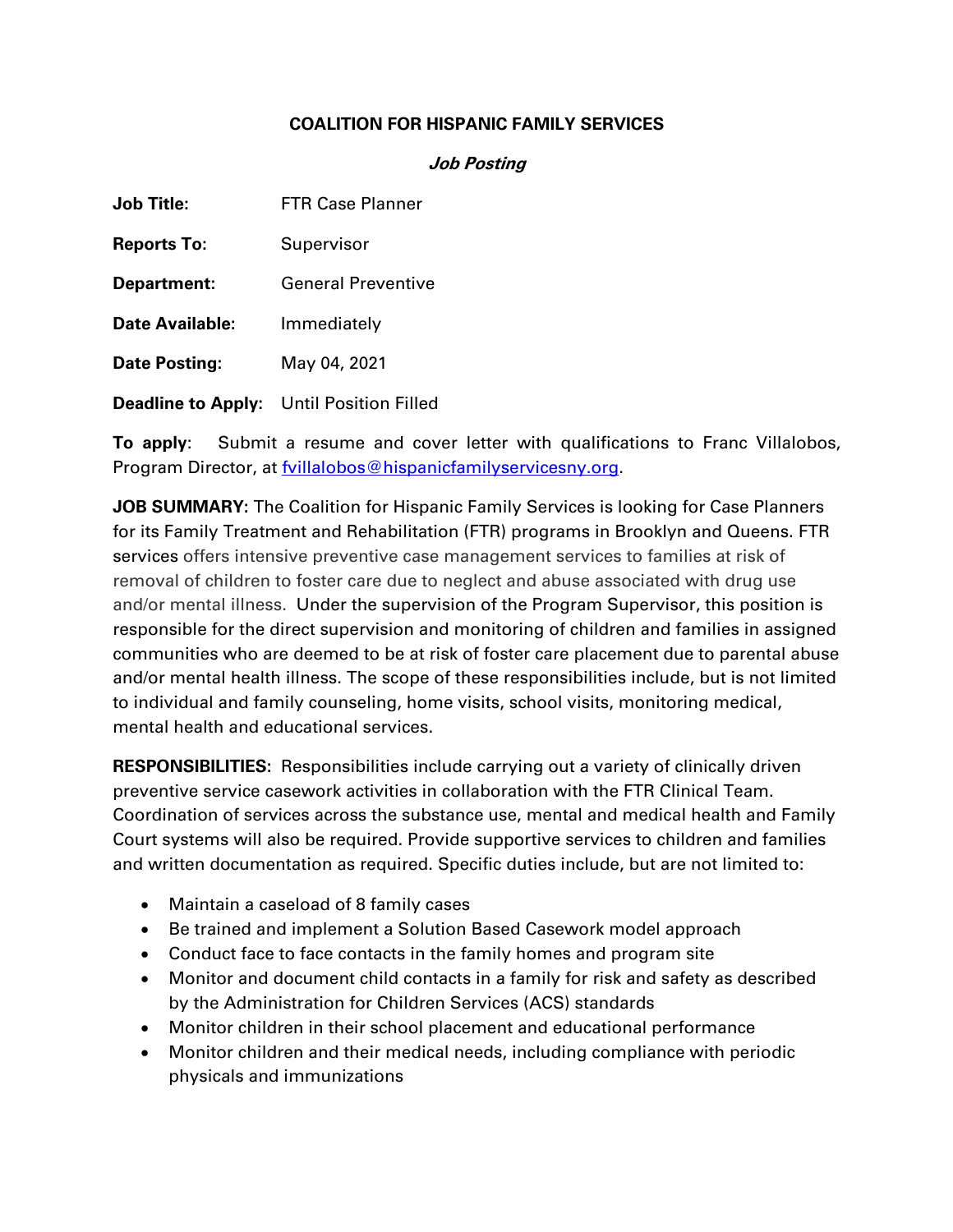# COALITION FOR HISPANIC FAMILY SERVICES

## *Job Posting*

**Job Title:** FTR Case Planner

**Reports To:** Supervisor

**Department:** General Preventive

**Date Available:** Immediately

**Date Posting:** May 04, 2021

**Deadline to Apply:** Until Position Filled

**To apply**: Submit a resume and cover letter with qualifications to Franc Villalobos, Program Director, at fvillalobos@hispanicfamilyservicesny.org.

**JOB SUMMARY:** The Coalition for Hispanic Family Services is looking for Case Planners for its Family Treatment and Rehabilitation (FTR) programs in Brooklyn and Queens. FTR services offers intensive preventive case management services to families at risk of removal of children to foster care due to neglect and abuse associated with drug use and/or mental illness. Under the supervision of the Program Supervisor, this position is responsible for the direct supervision and monitoring of children and families in assigned communities who are deemed to be at risk of foster care placement due to parental abuse and/or mental health illness. The scope of these responsibilities include, but is not limited to individual and family counseling, home visits, school visits, monitoring medical, mental health and educational services.

**RESPONSIBILITIES:** Responsibilities include carrying out a variety of clinically driven preventive service casework activities in collaboration with the FTR Clinical Team. Coordination of services across the substance use, mental and medical health and Family Court systems will also be required. Provide supportive services to children and families and written documentation as required. Specific duties include, but are not limited to:

- Maintain a caseload of 8 family cases
- Be trained and implement a Solution Based Casework model approach
- Conduct face to face contacts in the family homes and program site
- Monitor and document child contacts in a family for risk and safety as described by the Administration for Children Services (ACS) standards
- Monitor children in their school placement and educational performance
- Monitor children and their medical needs, including compliance with periodic physicals and immunizations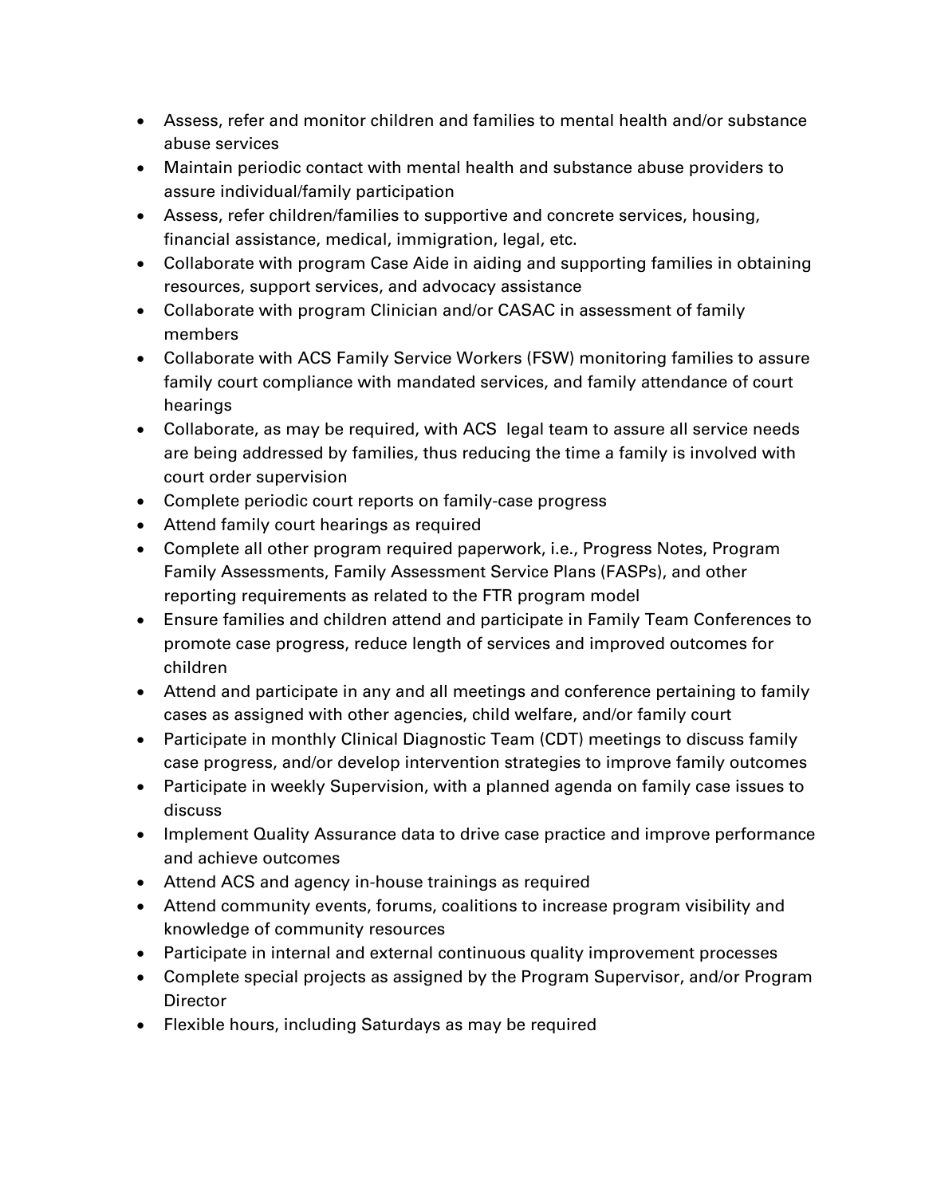- Assess, refer and monitor children and families to mental health and/or substance abuse services
- Maintain periodic contact with mental health and substance abuse providers to assure individual/family participation
- Assess, refer children/families to supportive and concrete services, housing, financial assistance, medical, immigration, legal, etc.
- Collaborate with program Case Aide in aiding and supporting families in obtaining resources, support services, and advocacy assistance
- Collaborate with program Clinician and/or CASAC in assessment of family members
- Collaborate with ACS Family Service Workers (FSW) monitoring families to assure family court compliance with mandated services, and family attendance of court hearings
- Collaborate, as may be required, with ACS legal team to assure all service needs are being addressed by families, thus reducing the time a family is involved with court order supervision
- Complete periodic court reports on family-case progress
- Attend family court hearings as required
- Complete all other program required paperwork, i.e., Progress Notes, Program Family Assessments, Family Assessment Service Plans (FASPs), and other reporting requirements as related to the FTR program model
- Ensure families and children attend and participate in Family Team Conferences to promote case progress, reduce length of services and improved outcomes for children
- Attend and participate in any and all meetings and conference pertaining to family cases as assigned with other agencies, child welfare, and/or family court
- Participate in monthly Clinical Diagnostic Team (CDT) meetings to discuss family case progress, and/or develop intervention strategies to improve family outcomes
- Participate in weekly Supervision, with a planned agenda on family case issues to discuss
- Implement Quality Assurance data to drive case practice and improve performance and achieve outcomes
- Attend ACS and agency in-house trainings as required
- Attend community events, forums, coalitions to increase program visibility and knowledge of community resources
- Participate in internal and external continuous quality improvement processes
- Complete special projects as assigned by the Program Supervisor, and/or Program Director
- Flexible hours, including Saturdays as may be required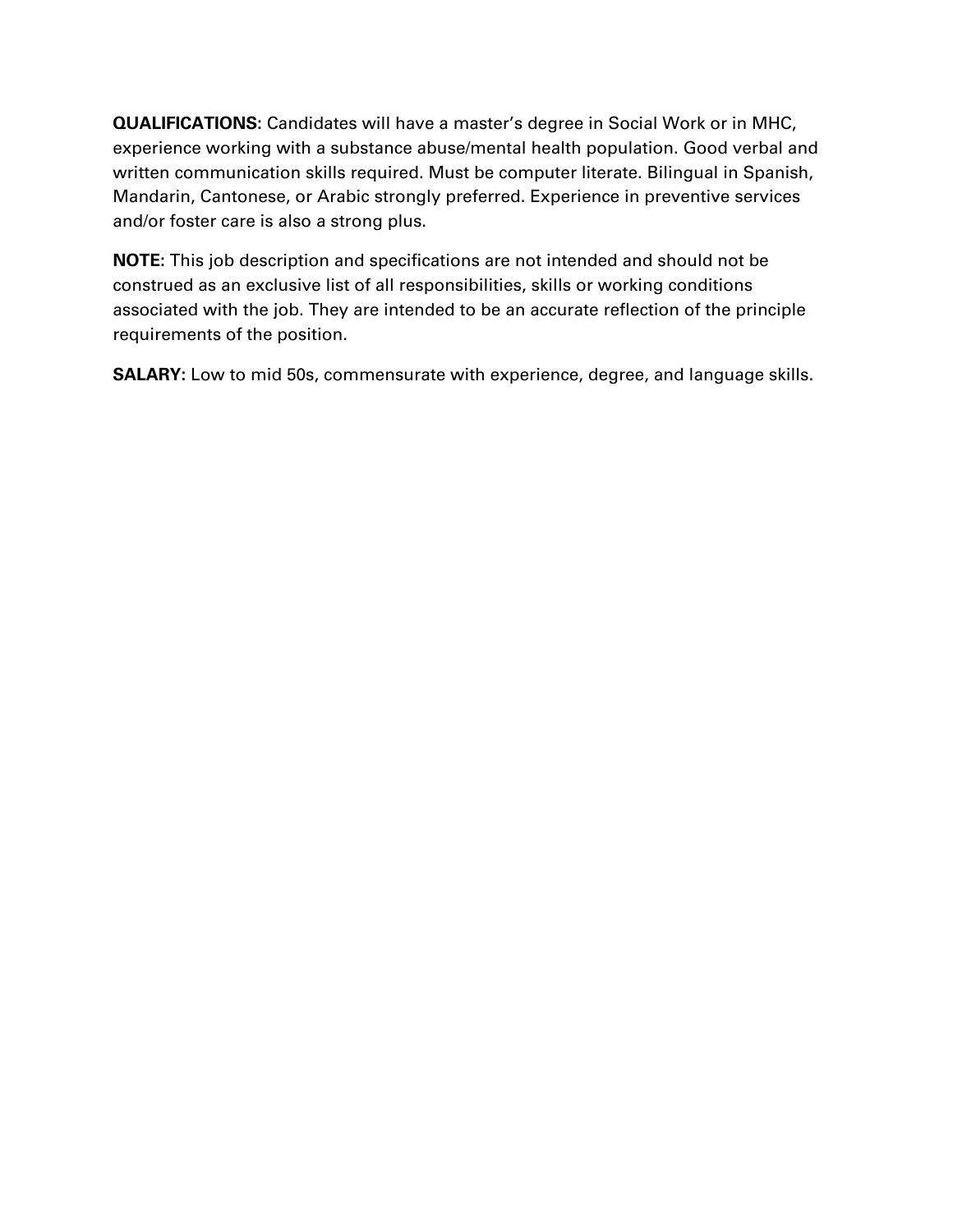**QUALIFICATIONS**: Candidates will have a master's degree in Social Work or in MHC, experience working with a substance abuse/mental health population. Good verbal and written communication skills required. Must be computer literate. Bilingual in Spanish, Mandarin, Cantonese, or Arabic strongly preferred. Experience in preventive services and/or foster care is also a strong plus.

**NOTE:** This job description and specifications are not intended and should not be construed as an exclusive list of all responsibilities, skills or working conditions associated with the job. They are intended to be an accurate reflection of the principle requirements of the position.

**SALARY:** Low to mid 50s, commensurate with experience, degree, and language skills.